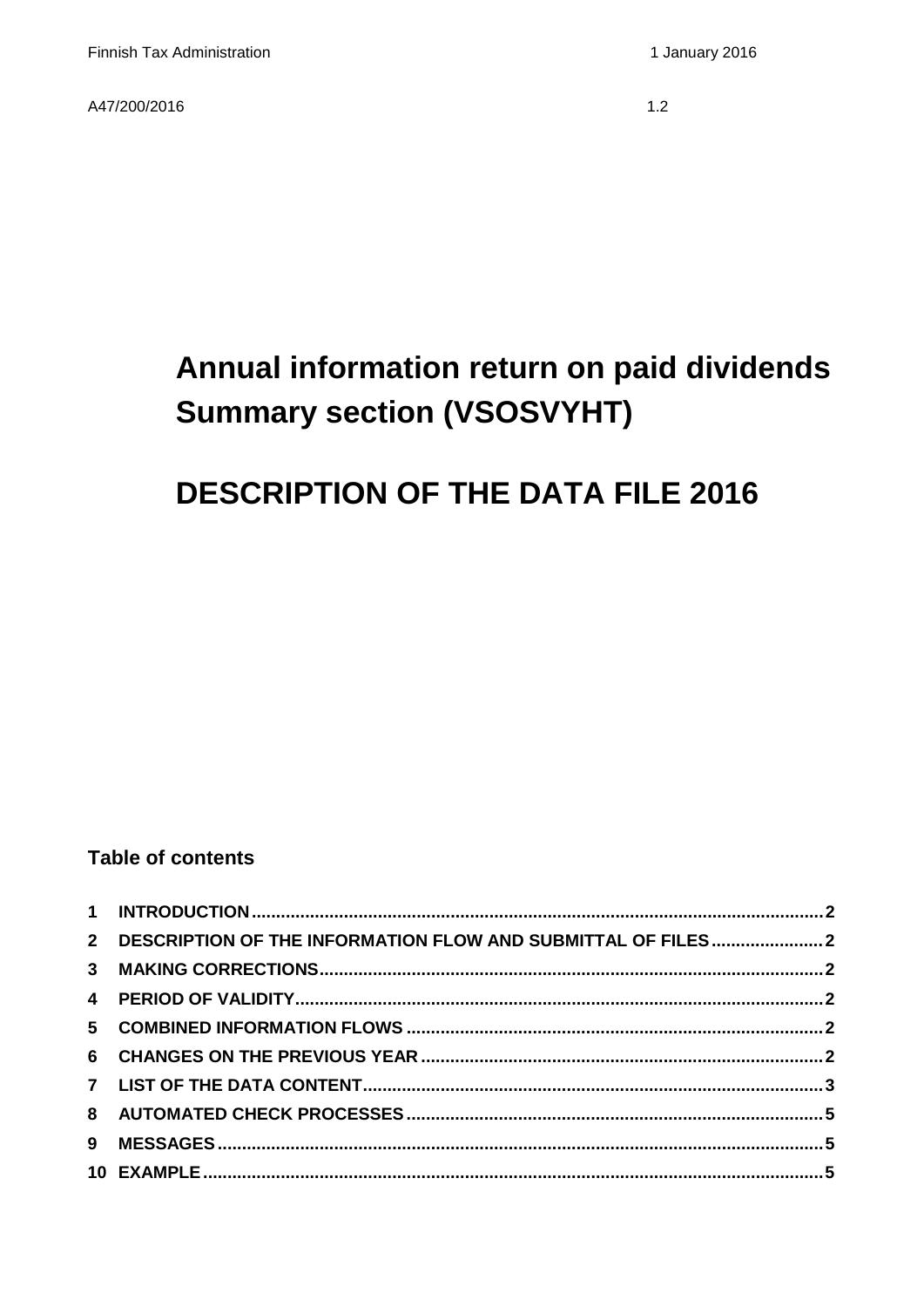Finnish Tax Administration 1 January 2016

A47/200/2016 1.2

# Annual information return on paid dividends Summary section (VSOSVYHT)

# DESCRIPTION OF THE DATA FILE 2016

**Table of contents**

1 INTRODUCTION ........................................................ 2
2 DESCRIPTION OF THE INFORMATION FLOW AND SUBMITTAL OF FILES ........................................................ 2
3 MAKING CORRECTIONS ........................................................ 2
4 PERIOD OF VALIDITY ........................................................ 2
5 COMBINED INFORMATION FLOWS ........................................................ 2
6 CHANGES ON THE PREVIOUS YEAR ........................................................ 2
7 LIST OF THE DATA CONTENT ........................................................ 3
8 AUTOMATED CHECK PROCESSES ........................................................ 5
9 MESSAGES ........................................................ 5
10 EXAMPLE ........................................................ 5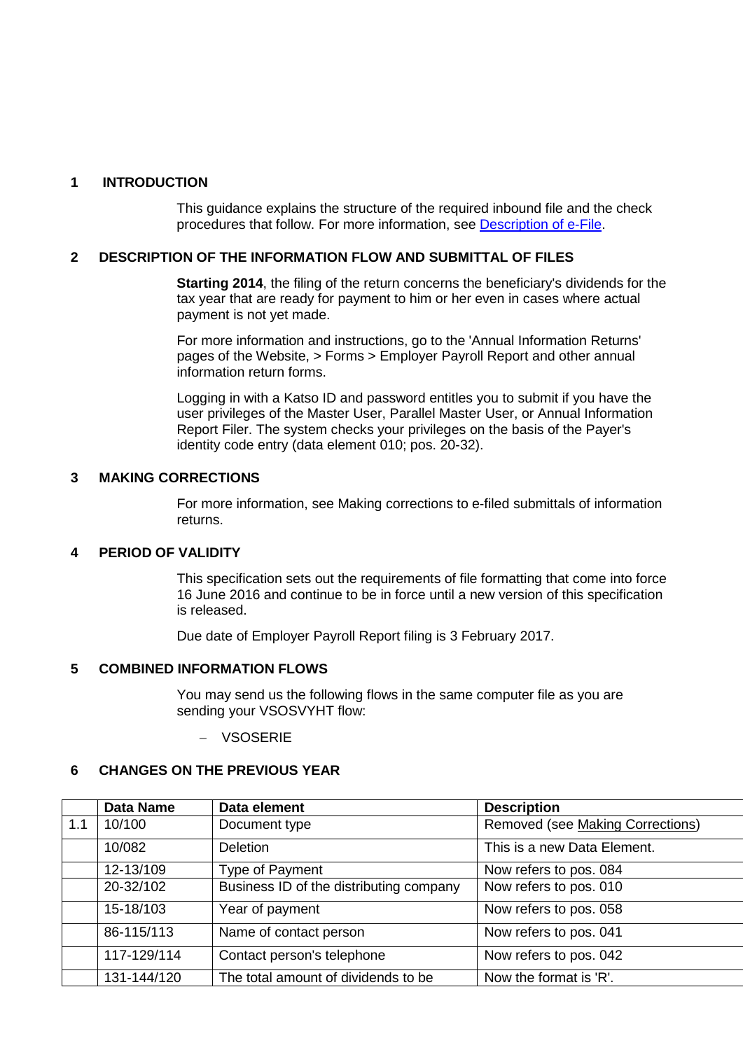## 1 INTRODUCTION

This guidance explains the structure of the required inbound file and the check procedures that follow. For more information, see [Description of e-File](#).

## 2 DESCRIPTION OF THE INFORMATION FLOW AND SUBMITTAL OF FILES

**Starting 2014**, the filing of the return concerns the beneficiary's dividends for the tax year that are ready for payment to him or her even in cases where actual payment is not yet made.

For more information and instructions, go to the 'Annual Information Returns' pages of the Website, > Forms > Employer Payroll Report and other annual information return forms.

Logging in with a Katso ID and password entitles you to submit if you have the user privileges of the Master User, Parallel Master User, or Annual Information Report Filer. The system checks your privileges on the basis of the Payer's identity code entry (data element 010; pos. 20-32).

## 3 MAKING CORRECTIONS

For more information, see Making corrections to e-filed submittals of information returns.

## 4 PERIOD OF VALIDITY

This specification sets out the requirements of file formatting that come into force 16 June 2016 and continue to be in force until a new version of this specification is released.

Due date of Employer Payroll Report filing is 3 February 2017.

## 5 COMBINED INFORMATION FLOWS

You may send us the following flows in the same computer file as you are sending your VSOSVYHT flow:

- VSOSERIE

## 6 CHANGES ON THE PREVIOUS YEAR

| | Data Name | Data element | Description |
|---|---|---|---|
| 1.1 | 10/100 | Document type | Removed (see Making Corrections) |
| | 10/082 | Deletion | This is a new Data Element. |
| | 12-13/109 | Type of Payment | Now refers to pos. 084 |
| | 20-32/102 | Business ID of the distributing company | Now refers to pos. 010 |
| | 15-18/103 | Year of payment | Now refers to pos. 058 |
| | 86-115/113 | Name of contact person | Now refers to pos. 041 |
| | 117-129/114 | Contact person's telephone | Now refers to pos. 042 |
| | 131-144/120 | The total amount of dividends to be | Now the format is 'R'. |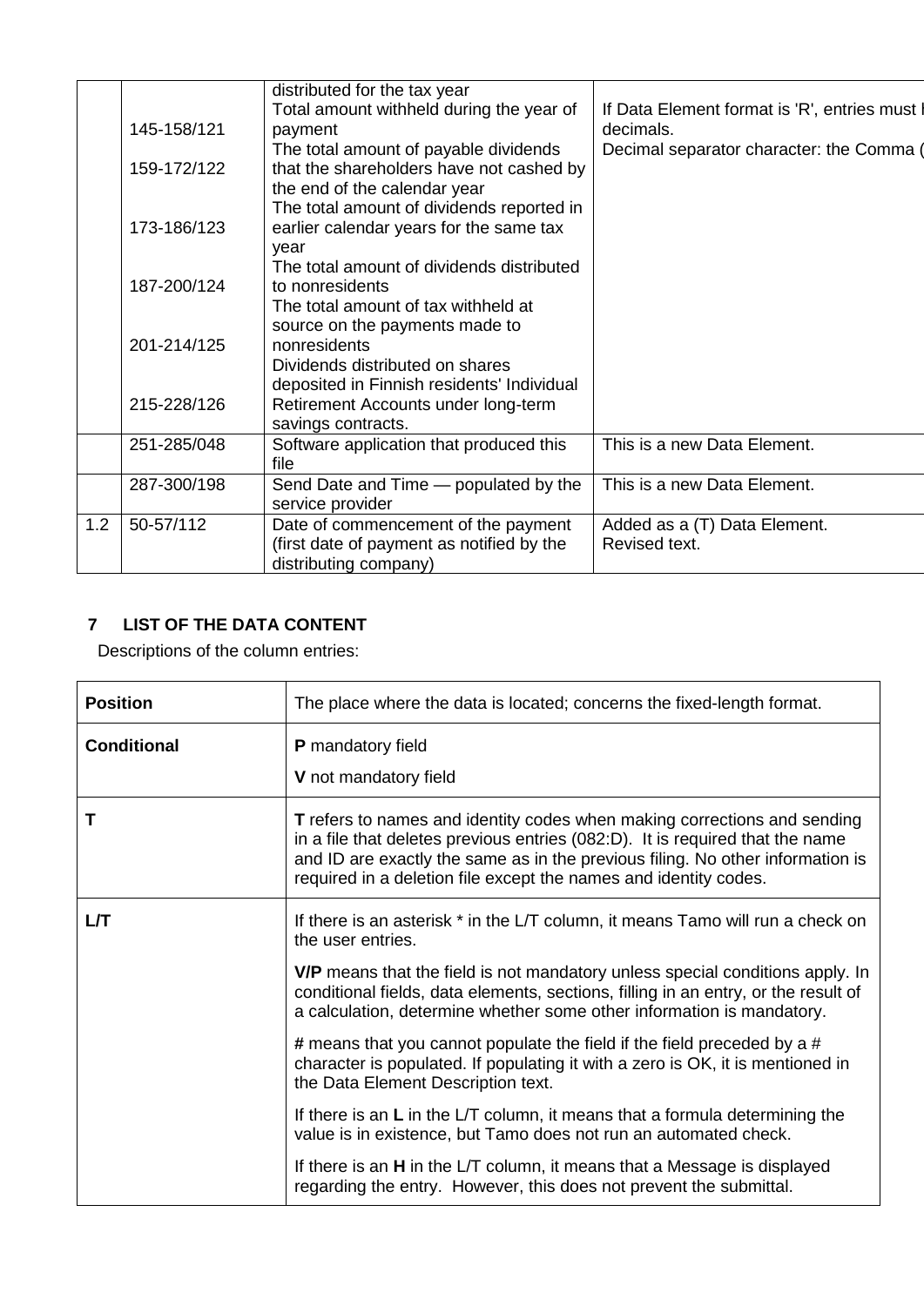|  |  |  |  |
|---|---|---|---|
|  | 145-158/121<br><br>159-172/122<br><br>173-186/123<br><br>187-200/124<br><br>201-214/125<br><br>215-228/126 | distributed for the tax year<br>Total amount withheld during the year of payment<br>The total amount of payable dividends that the shareholders have not cashed by the end of the calendar year<br>The total amount of dividends reported in earlier calendar years for the same tax year<br>The total amount of dividends distributed to nonresidents<br>The total amount of tax withheld at source on the payments made to nonresidents<br>Dividends distributed on shares deposited in Finnish residents' Individual Retirement Accounts under long-term savings contracts. | If Data Element format is 'R', entries must l decimals.<br>Decimal separator character: the Comma ( |
|  | 251-285/048 | Software application that produced this file | This is a new Data Element. |
|  | 287-300/198 | Send Date and Time — populated by the service provider | This is a new Data Element. |
| 1.2 | 50-57/112 | Date of commencement of the payment (first date of payment as notified by the distributing company) | Added as a (T) Data Element.<br>Revised text. |

## 7 LIST OF THE DATA CONTENT

Descriptions of the column entries:

| | |
|---|---|
| **Position** | The place where the data is located; concerns the fixed-length format. |
| **Conditional** | **P** mandatory field<br><br>**V** not mandatory field |
| **T** | **T** refers to names and identity codes when making corrections and sending in a file that deletes previous entries (082:D). It is required that the name and ID are exactly the same as in the previous filing. No other information is required in a deletion file except the names and identity codes. |
| **L/T** | If there is an asterisk * in the L/T column, it means Tamo will run a check on the user entries.<br><br>**V/P** means that the field is not mandatory unless special conditions apply. In conditional fields, data elements, sections, filling in an entry, or the result of a calculation, determine whether some other information is mandatory.<br><br>**#** means that you cannot populate the field if the field preceded by a # character is populated. If populating it with a zero is OK, it is mentioned in the Data Element Description text.<br><br>If there is an **L** in the L/T column, it means that a formula determining the value is in existence, but Tamo does not run an automated check.<br><br>If there is an **H** in the L/T column, it means that a Message is displayed regarding the entry. However, this does not prevent the submittal. |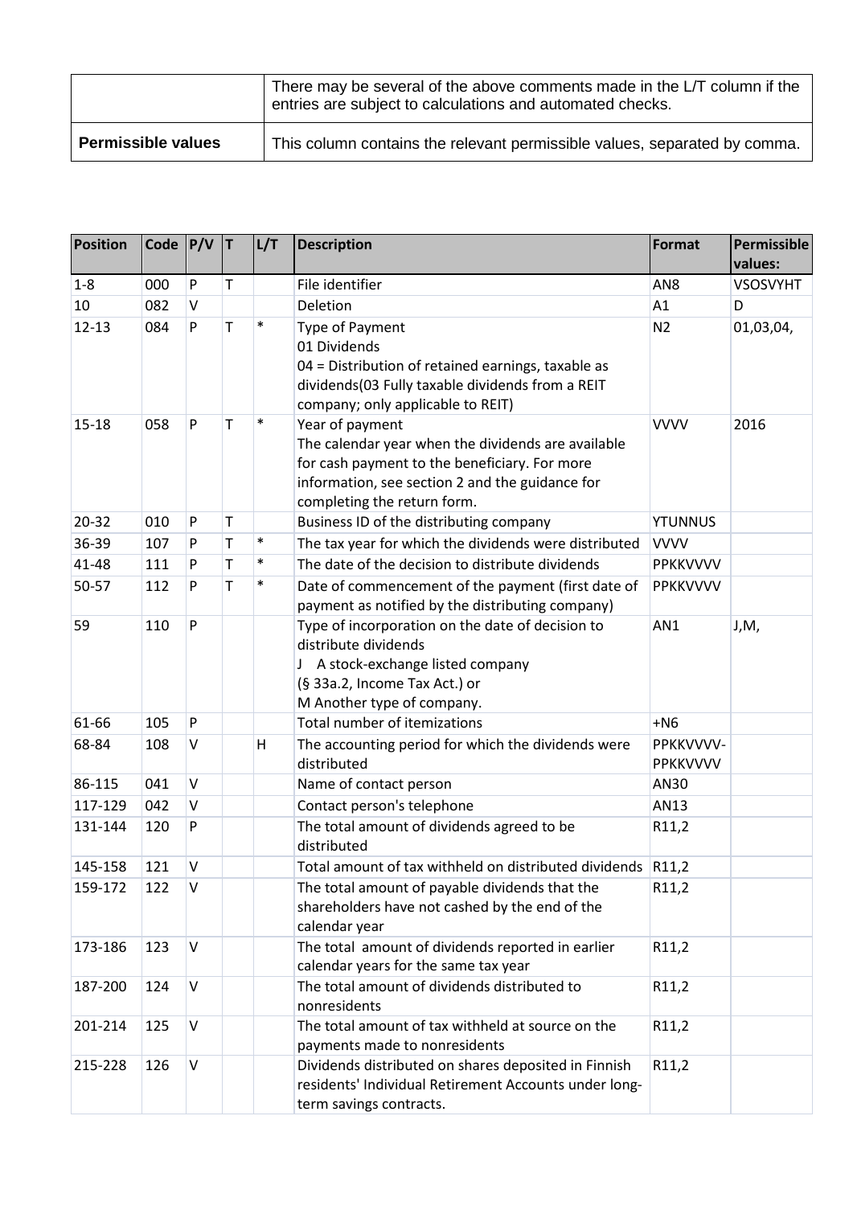| | |
|---|---|
| | There may be several of the above comments made in the L/T column if the entries are subject to calculations and automated checks. |
| **Permissible values** | This column contains the relevant permissible values, separated by comma. |

| Position | Code | P/V | T | L/T | Description | Format | Permissible values: |
|---|---|---|---|---|---|---|---|
| 1-8 | 000 | P | T | | File identifier | AN8 | VSOSVYHT |
| 10 | 082 | V | | | Deletion | A1 | D |
| 12-13 | 084 | P | T | * | Type of Payment<br>01 Dividends<br>04 = Distribution of retained earnings, taxable as dividends(03 Fully taxable dividends from a REIT company; only applicable to REIT) | N2 | 01,03,04, |
| 15-18 | 058 | P | T | * | Year of payment<br>The calendar year when the dividends are available for cash payment to the beneficiary. For more information, see section 2 and the guidance for completing the return form. | VVVV | 2016 |
| 20-32 | 010 | P | T | | Business ID of the distributing company | YTUNNUS | |
| 36-39 | 107 | P | T | * | The tax year for which the dividends were distributed | VVVV | |
| 41-48 | 111 | P | T | * | The date of the decision to distribute dividends | PPKKVVVV | |
| 50-57 | 112 | P | T | * | Date of commencement of the payment (first date of payment as notified by the distributing company) | PPKKVVVV | |
| 59 | 110 | P | | | Type of incorporation on the date of decision to distribute dividends<br>J A stock-exchange listed company<br>(§ 33a.2, Income Tax Act.) or<br>M Another type of company. | AN1 | J,M, |
| 61-66 | 105 | P | | | Total number of itemizations | +N6 | |
| 68-84 | 108 | V | | H | The accounting period for which the dividends were distributed | PPKKVVVV-PPKKVVVV | |
| 86-115 | 041 | V | | | Name of contact person | AN30 | |
| 117-129 | 042 | V | | | Contact person's telephone | AN13 | |
| 131-144 | 120 | P | | | The total amount of dividends agreed to be distributed | R11,2 | |
| 145-158 | 121 | V | | | Total amount of tax withheld on distributed dividends | R11,2 | |
| 159-172 | 122 | V | | | The total amount of payable dividends that the shareholders have not cashed by the end of the calendar year | R11,2 | |
| 173-186 | 123 | V | | | The total amount of dividends reported in earlier calendar years for the same tax year | R11,2 | |
| 187-200 | 124 | V | | | The total amount of dividends distributed to nonresidents | R11,2 | |
| 201-214 | 125 | V | | | The total amount of tax withheld at source on the payments made to nonresidents | R11,2 | |
| 215-228 | 126 | V | | | Dividends distributed on shares deposited in Finnish residents' Individual Retirement Accounts under long-term savings contracts. | R11,2 | |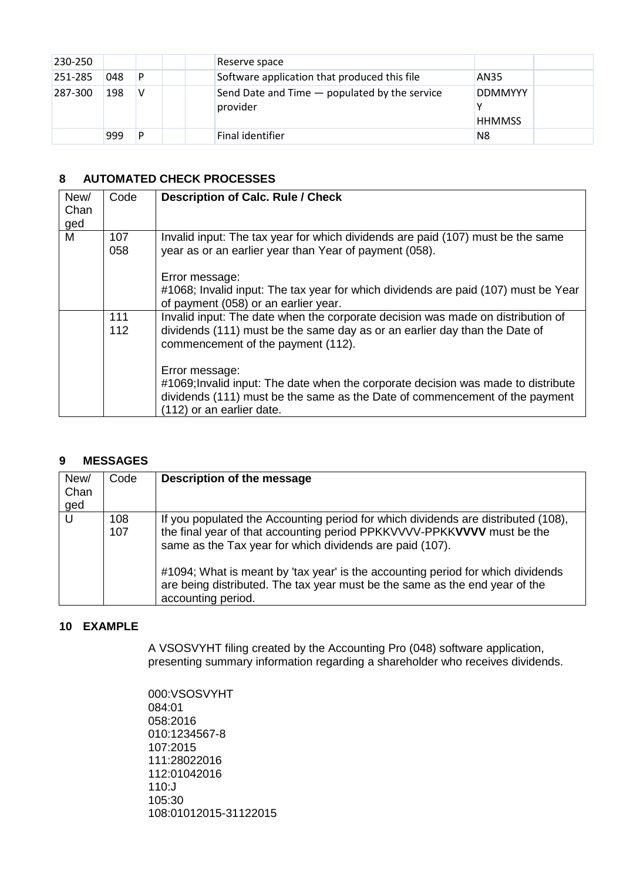| 230-250 | | | | | Reserve space | | |
|---|---|---|---|---|---|---|---|
| 251-285 | 048 | P | | | Software application that produced this file | AN35 | |
| 287-300 | 198 | V | | | Send Date and Time — populated by the service provider | DDMMYYY Y HHMMSS | |
| | 999 | P | | | Final identifier | N8 | |

## 8 AUTOMATED CHECK PROCESSES

| New/ Changed | Code | **Description of Calc. Rule / Check** |
|---|---|---|
| M | 107 058 | Invalid input: The tax year for which dividends are paid (107) must be the same year as or an earlier year than Year of payment (058).<br><br>Error message:<br>#1068; Invalid input: The tax year for which dividends are paid (107) must be Year of payment (058) or an earlier year. |
| | 111 112 | Invalid input: The date when the corporate decision was made on distribution of dividends (111) must be the same day as or an earlier day than the Date of commencement of the payment (112).<br><br>Error message:<br>#1069;Invalid input: The date when the corporate decision was made to distribute dividends (111) must be the same as the Date of commencement of the payment (112) or an earlier date. |

## 9 MESSAGES

| New/ Changed | Code | **Description of the message** |
|---|---|---|
| U | 108 107 | If you populated the Accounting period for which dividends are distributed (108), the final year of that accounting period PPKKVVVV-PPKK**VVVV** must be the same as the Tax year for which dividends are paid (107).<br><br>#1094; What is meant by 'tax year' is the accounting period for which dividends are being distributed. The tax year must be the same as the end year of the accounting period. |

## 10 EXAMPLE

A VSOSVYHT filing created by the Accounting Pro (048) software application, presenting summary information regarding a shareholder who receives dividends.

```
000:VSOSVYHT
084:01
058:2016
010:1234567-8
107:2015
111:28022016
112:01042016
110:J
105:30
108:01012015-31122015
```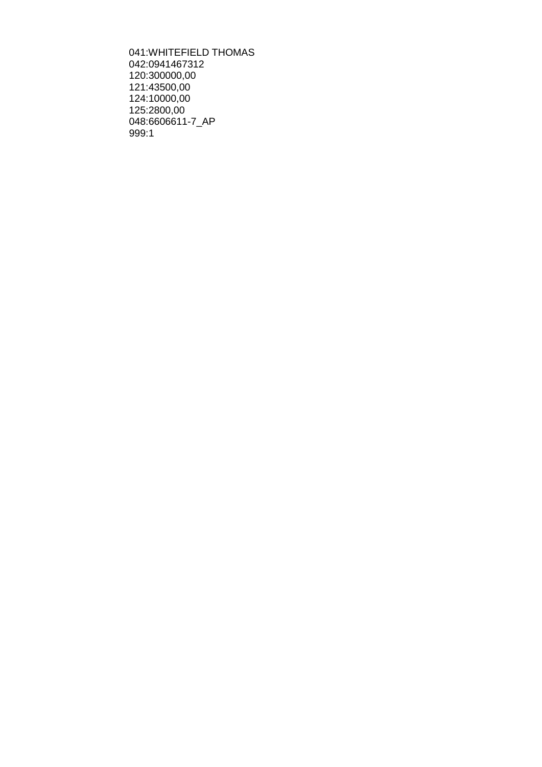041:WHITEFIELD THOMAS
042:0941467312
120:300000,00
121:43500,00
124:10000,00
125:2800,00
048:6606611-7_AP
999:1